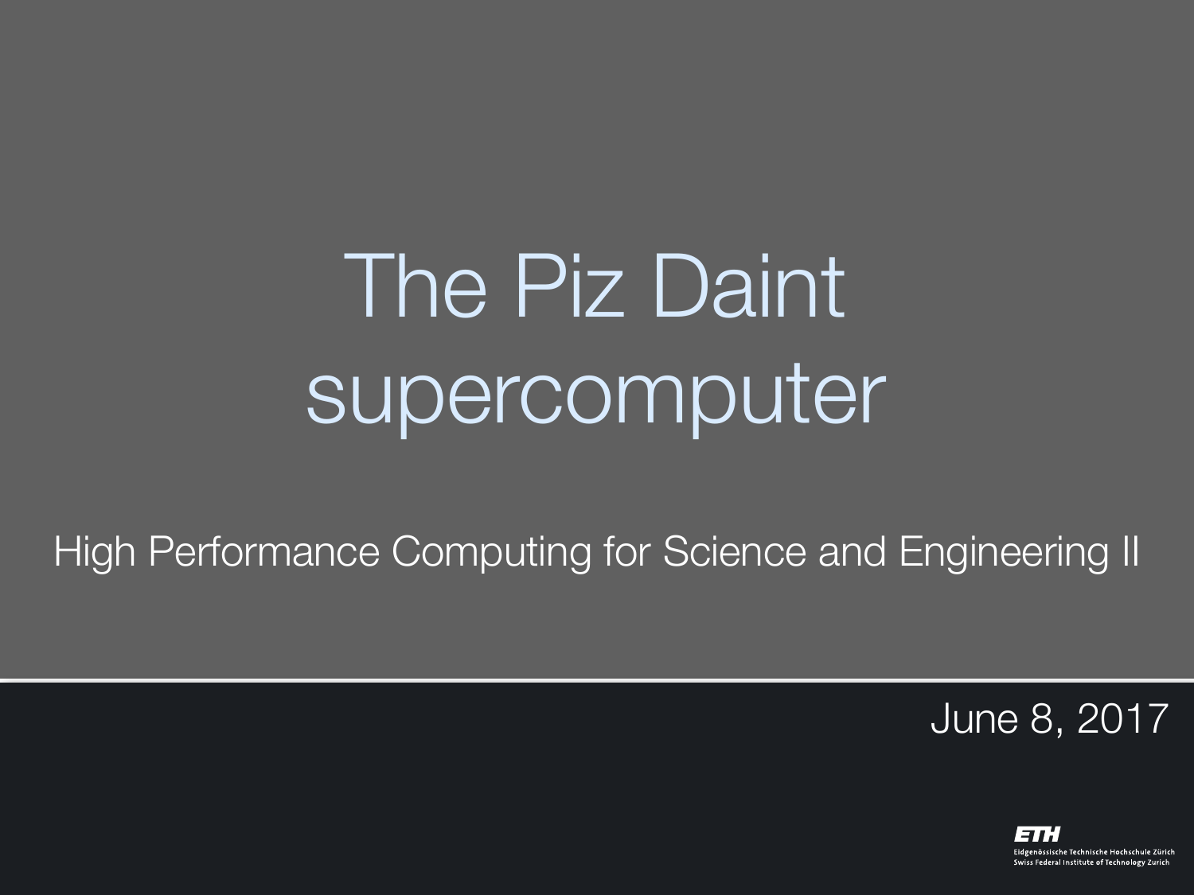# The Piz Daint supercomputer

High Performance Computing for Science and Engineering II

June 8, 2017

ETH
Eidgenössische Technische Hochschule Zürich
Swiss Federal Institute of Technology Zurich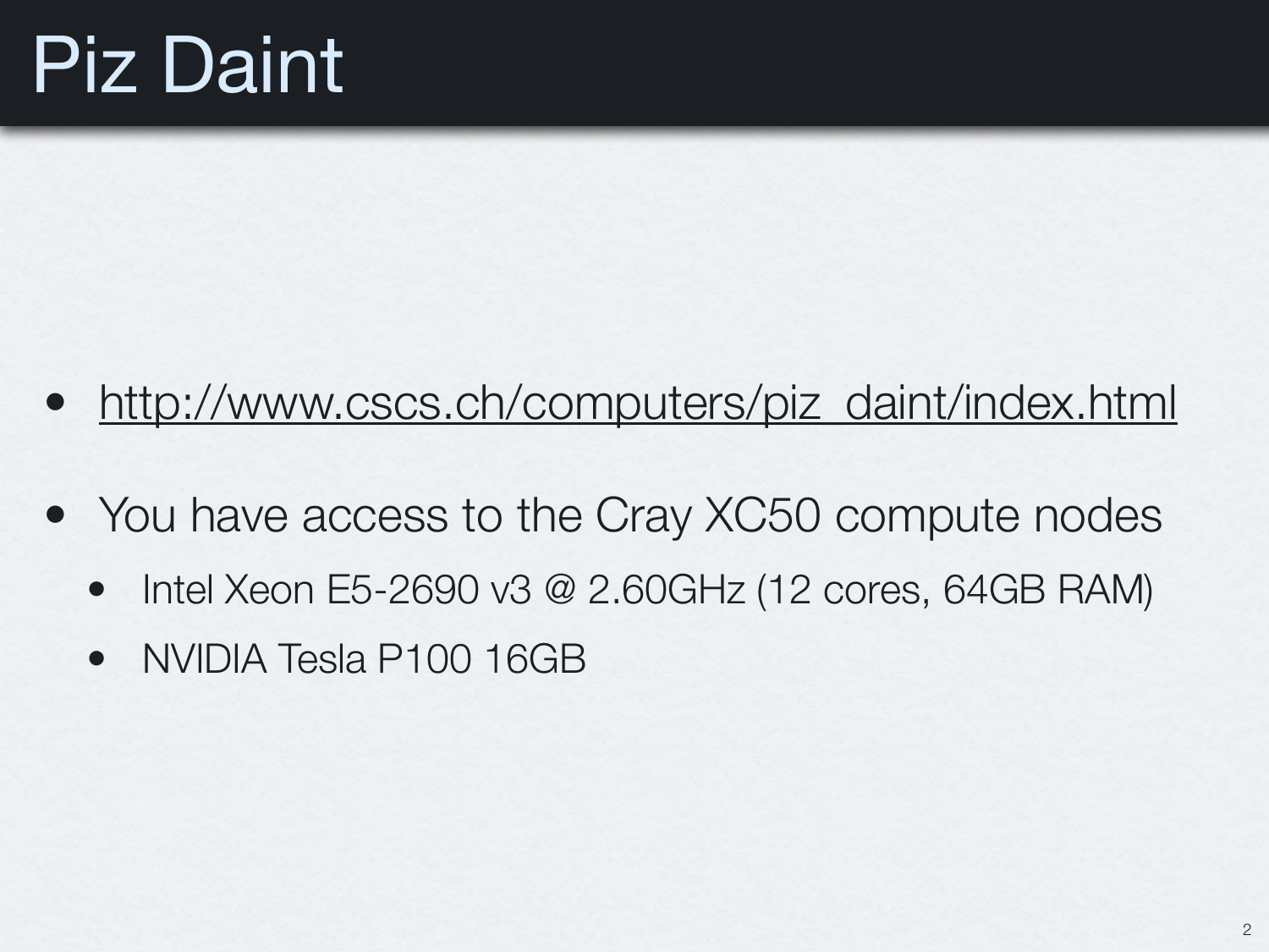# Piz Daint

- http://www.cscs.ch/computers/piz_daint/index.html
- You have access to the Cray XC50 compute nodes
  - Intel Xeon E5-2690 v3 @ 2.60GHz (12 cores, 64GB RAM)
  - NVIDIA Tesla P100 16GB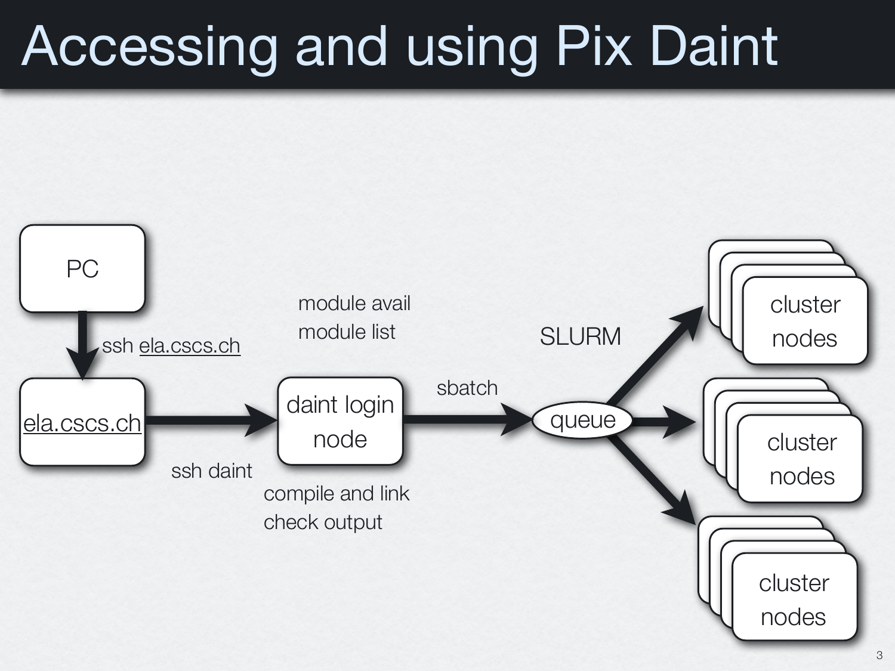# Accessing and using Pix Daint

PC

ssh ela.cscs.ch

ela.cscs.ch

ssh daint

module avail
module list

daint login node

compile and link
check output

sbatch

SLURM

queue

cluster nodes

cluster nodes

cluster nodes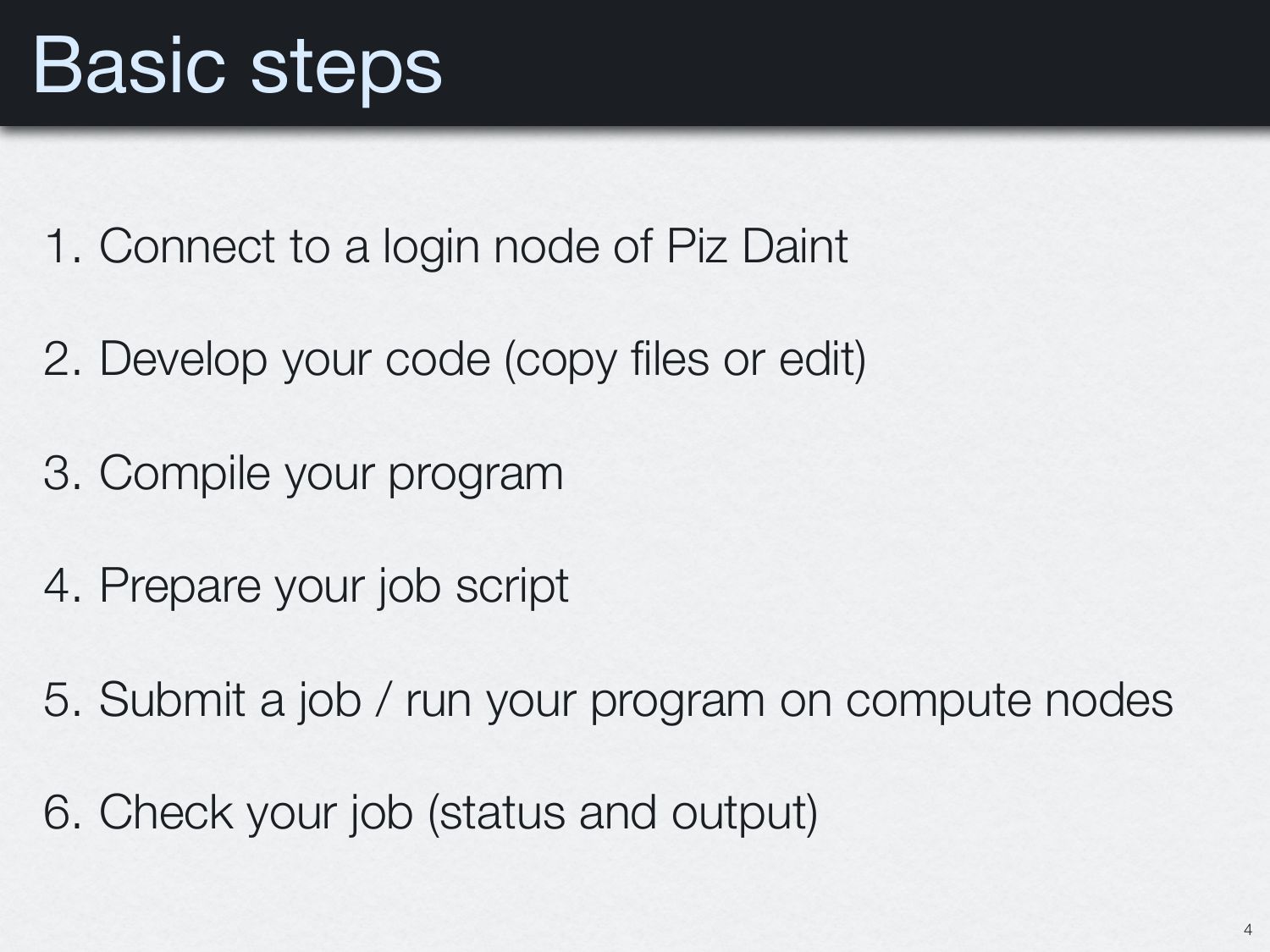# Basic steps

1. Connect to a login node of Piz Daint
2. Develop your code (copy files or edit)
3. Compile your program
4. Prepare your job script
5. Submit a job / run your program on compute nodes
6. Check your job (status and output)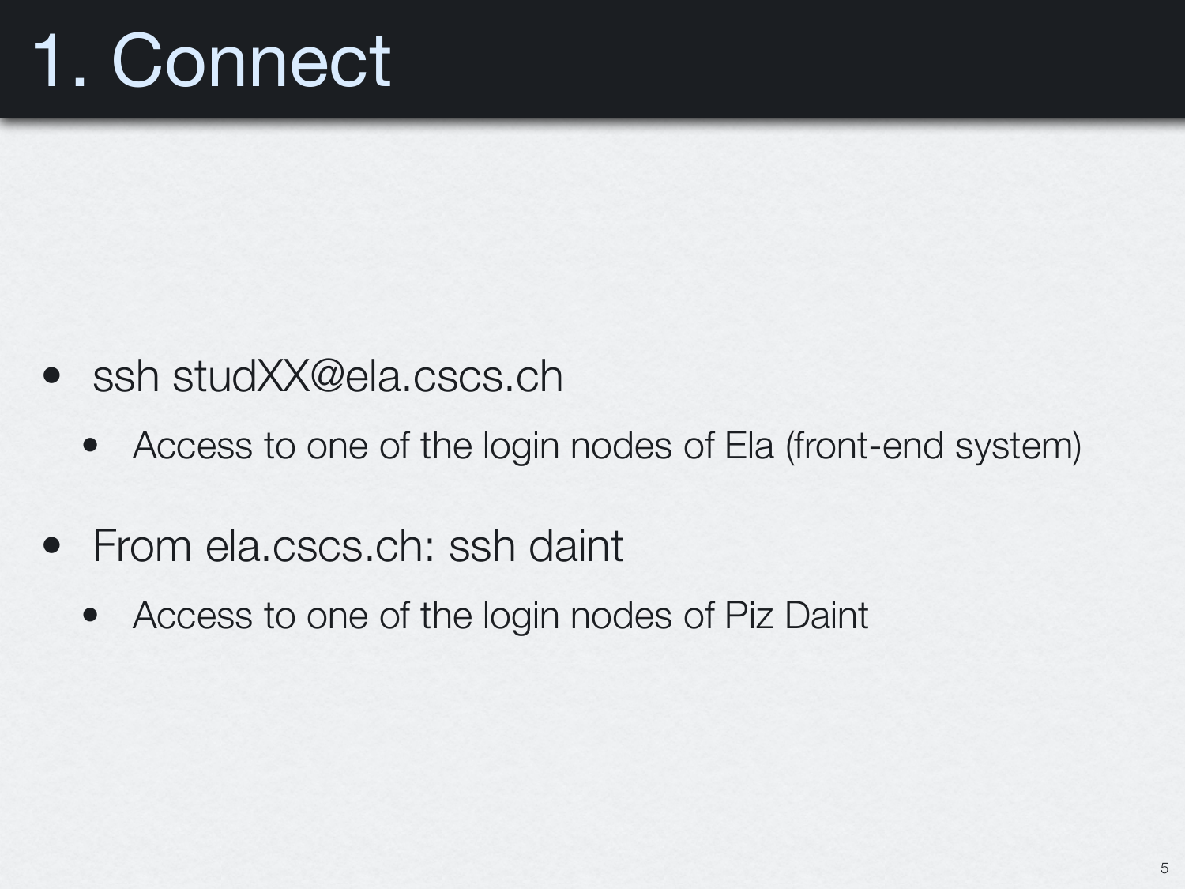# 1. Connect

- ssh studXX@ela.cscs.ch
  - Access to one of the login nodes of Ela (front-end system)
- From ela.cscs.ch: ssh daint
  - Access to one of the login nodes of Piz Daint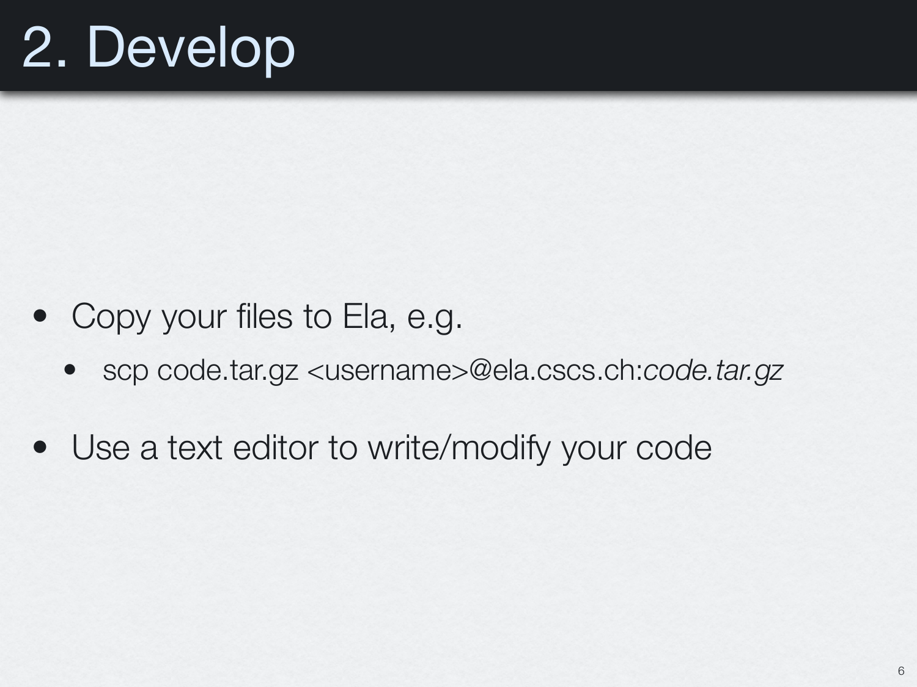# 2. Develop

- Copy your files to Ela, e.g.
  - scp code.tar.gz <username>@ela.cscs.ch:*code.tar.gz*
- Use a text editor to write/modify your code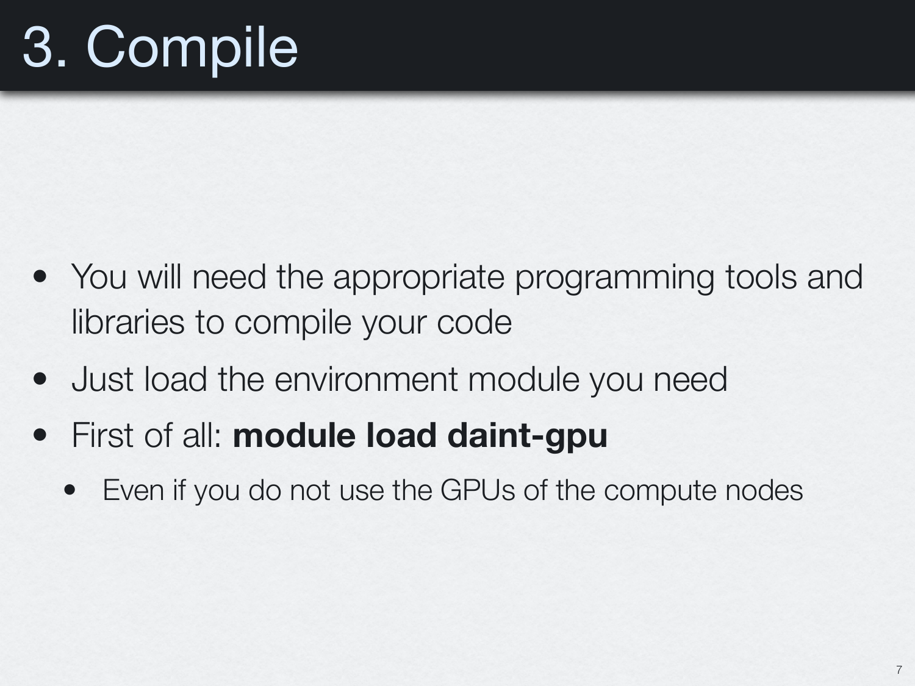# 3. Compile

- You will need the appropriate programming tools and libraries to compile your code
- Just load the environment module you need
- First of all: **module load daint-gpu**
  - Even if you do not use the GPUs of the compute nodes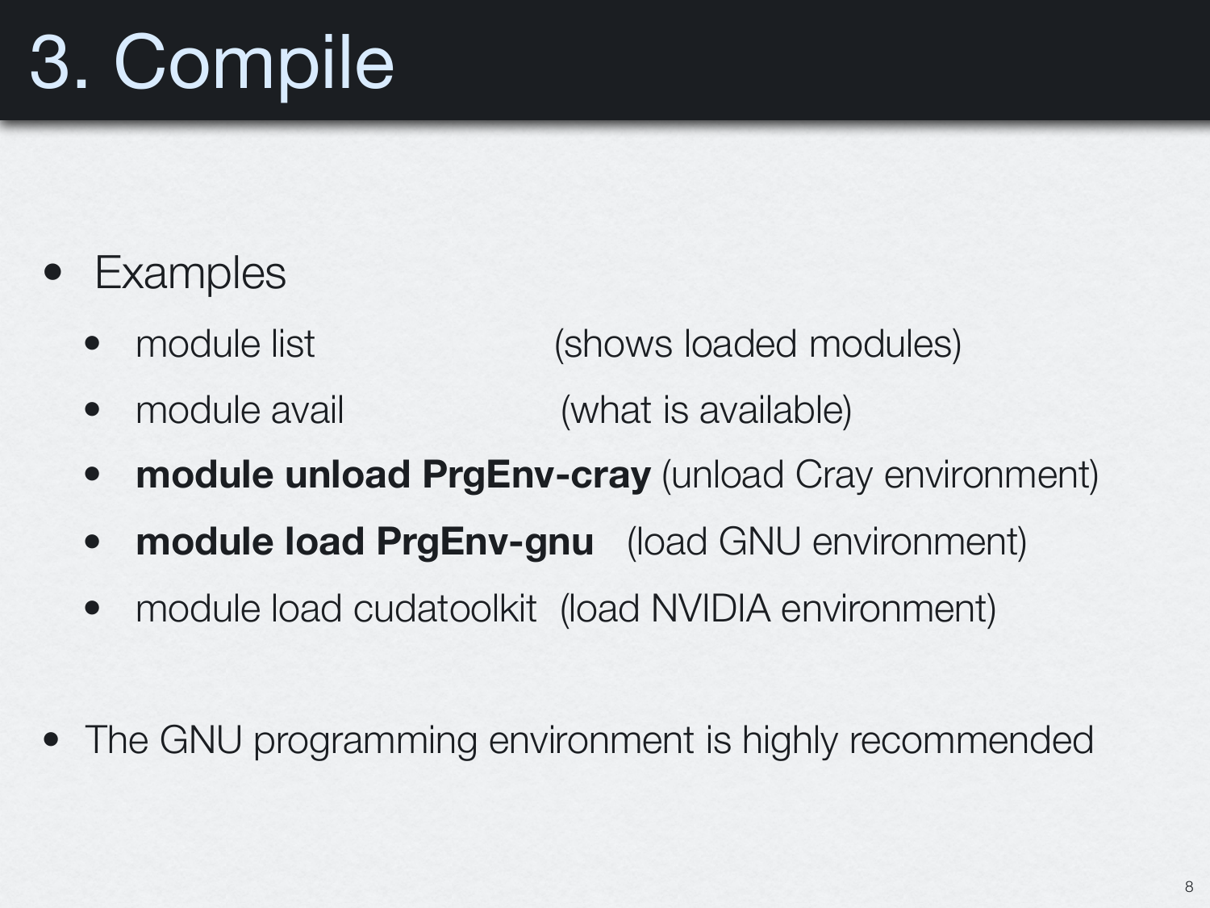# 3. Compile

- Examples
  - module list (shows loaded modules)
  - module avail (what is available)
  - **module unload PrgEnv-cray** (unload Cray environment)
  - **module load PrgEnv-gnu** (load GNU environment)
  - module load cudatoolkit (load NVIDIA environment)
- The GNU programming environment is highly recommended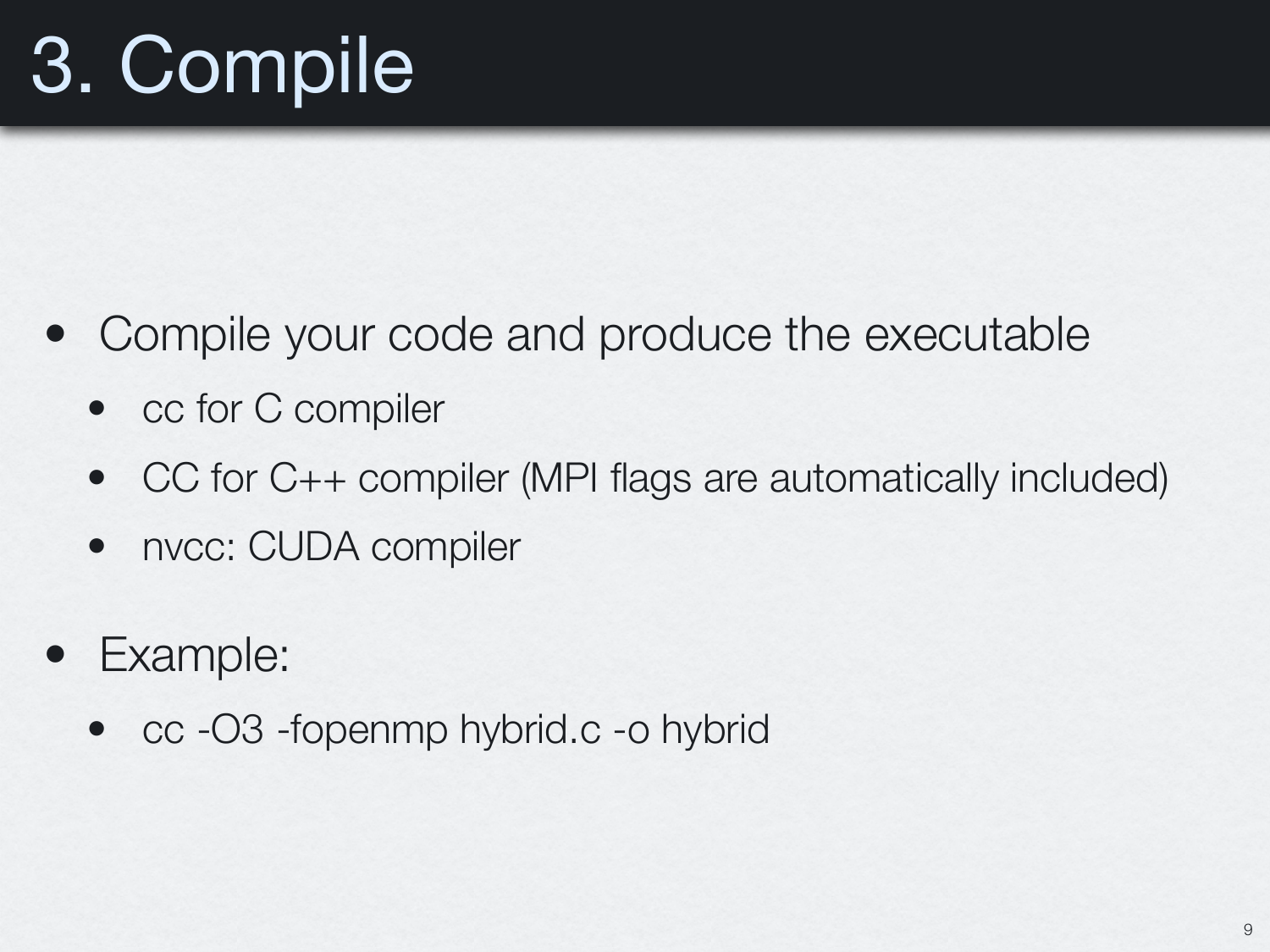# 3. Compile

- Compile your code and produce the executable
  - cc for C compiler
  - CC for C++ compiler (MPI flags are automatically included)
  - nvcc: CUDA compiler
- Example:
  - cc -O3 -fopenmp hybrid.c -o hybrid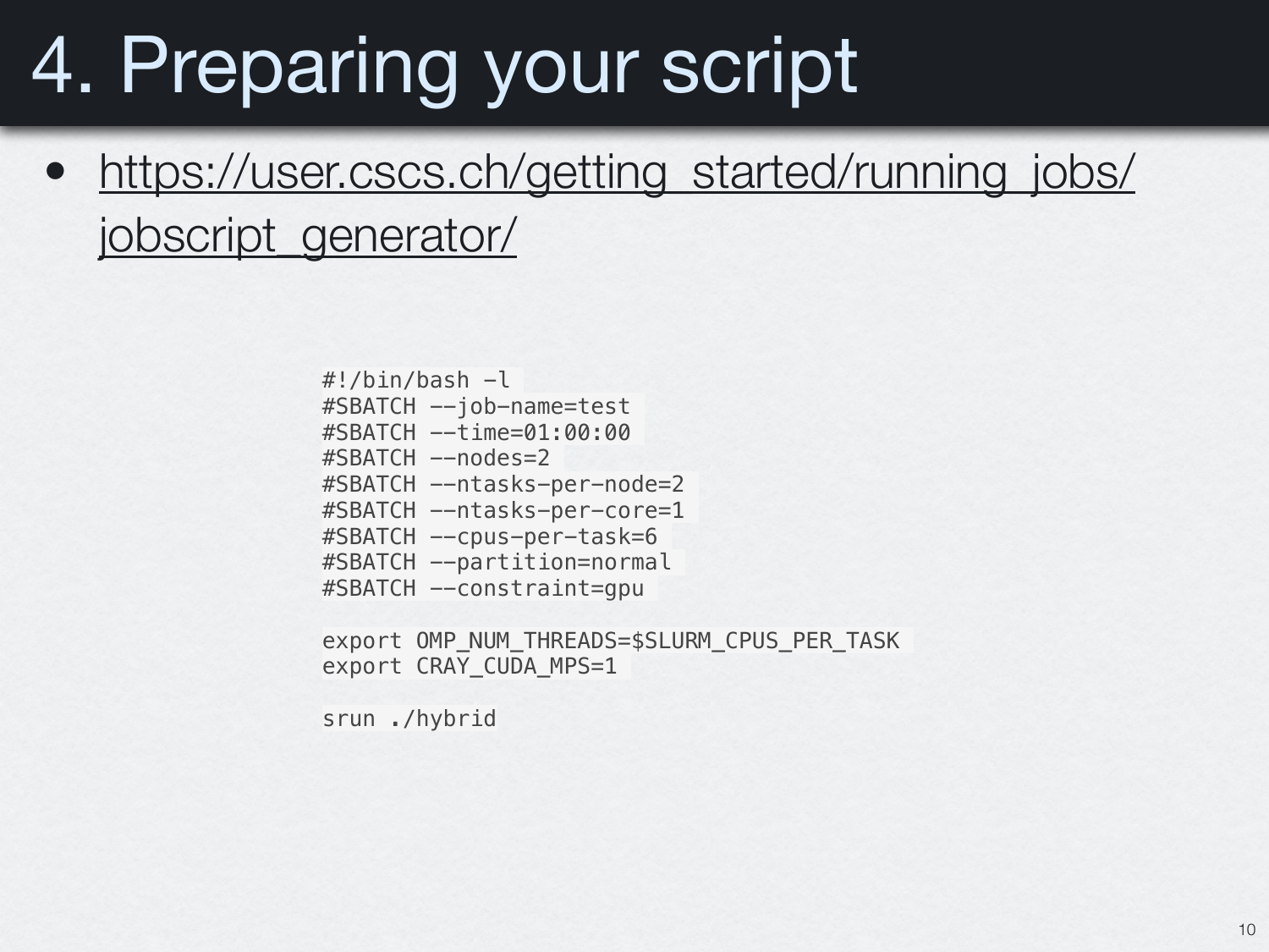# 4. Preparing your script

- https://user.cscs.ch/getting_started/running_jobs/jobscript_generator/

```
#!/bin/bash -l
#SBATCH --job-name=test
#SBATCH --time=01:00:00
#SBATCH --nodes=2
#SBATCH --ntasks-per-node=2
#SBATCH --ntasks-per-core=1
#SBATCH --cpus-per-task=6
#SBATCH --partition=normal
#SBATCH --constraint=gpu

export OMP_NUM_THREADS=$SLURM_CPUS_PER_TASK
export CRAY_CUDA_MPS=1

srun ./hybrid
```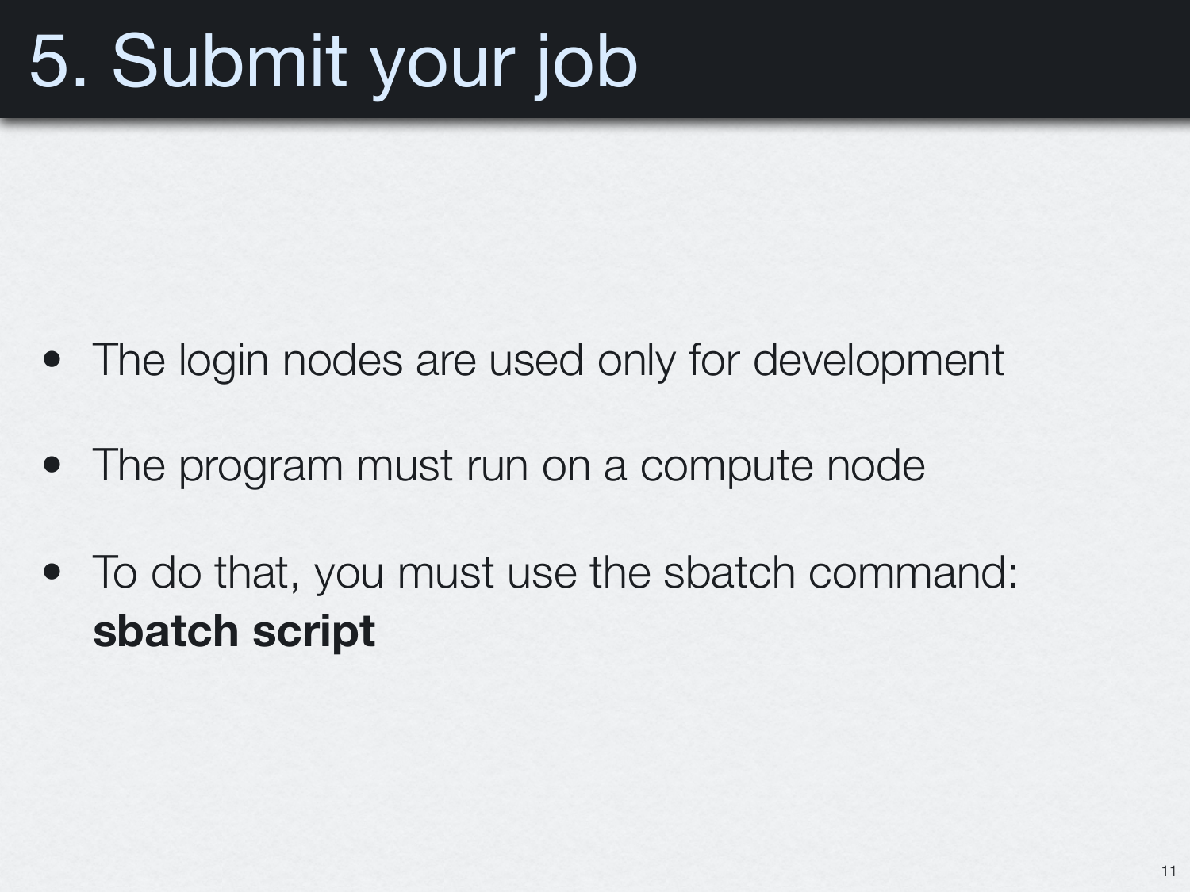# 5. Submit your job

- The login nodes are used only for development
- The program must run on a compute node
- To do that, you must use the sbatch command:
  **sbatch script**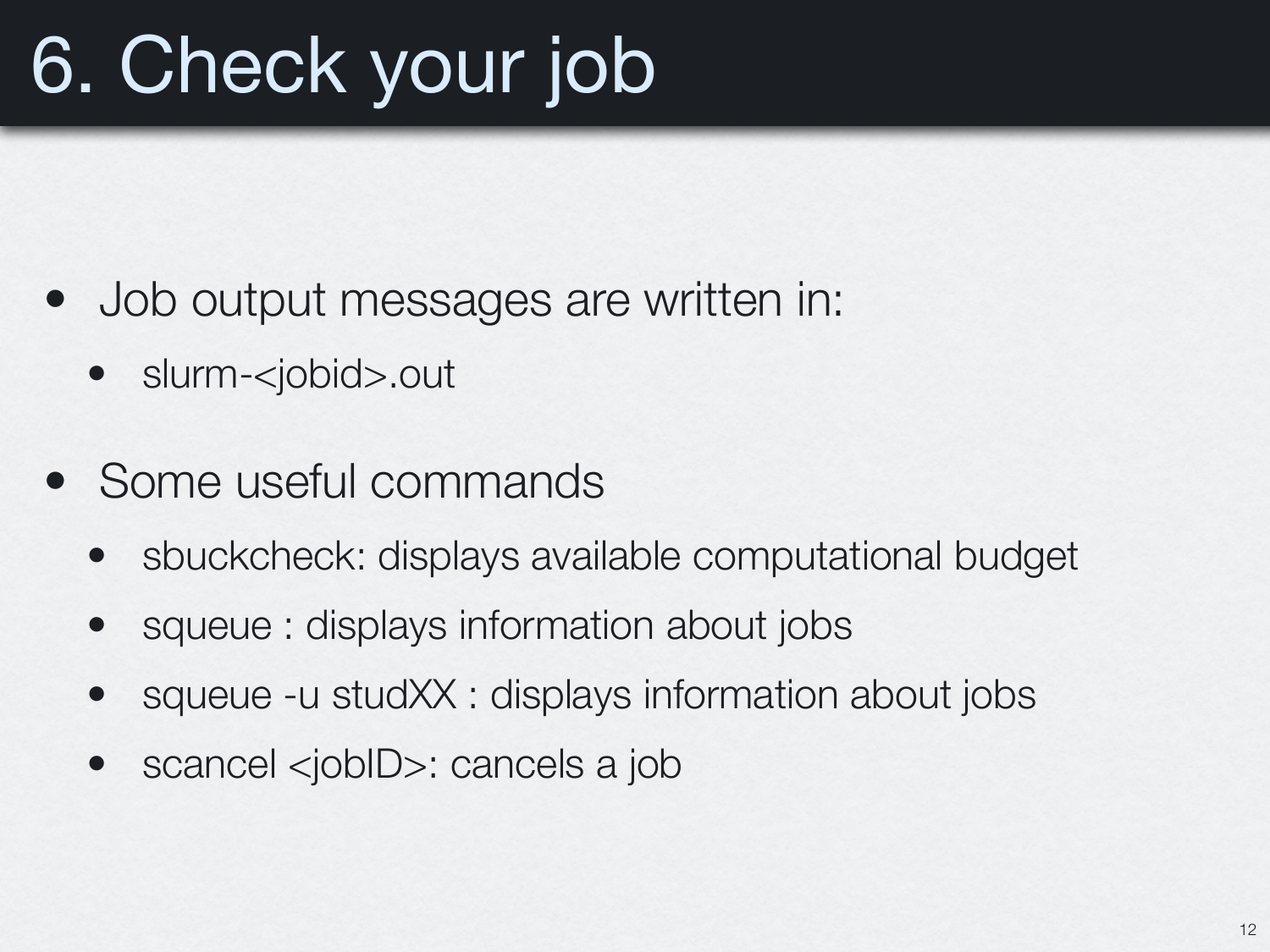# 6. Check your job

- Job output messages are written in:
  - slurm-<jobid>.out
- Some useful commands
  - sbuckcheck: displays available computational budget
  - squeue : displays information about jobs
  - squeue -u studXX : displays information about jobs
  - scancel <jobID>: cancels a job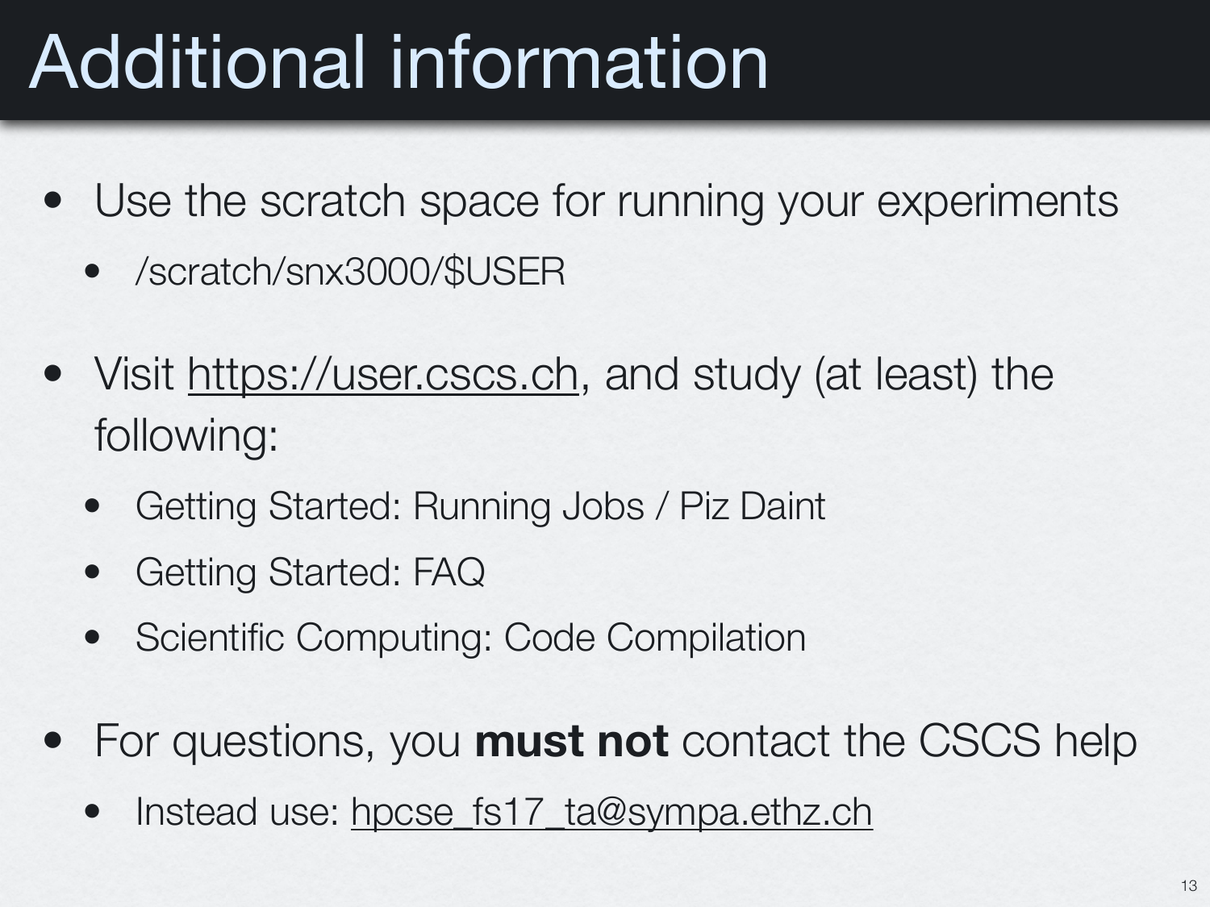# Additional information

- Use the scratch space for running your experiments
    - /scratch/snx3000/$USER
- Visit https://user.cscs.ch, and study (at least) the following:
    - Getting Started: Running Jobs / Piz Daint
    - Getting Started: FAQ
    - Scientific Computing: Code Compilation
- For questions, you **must not** contact the CSCS help
    - Instead use: hpcse_fs17_ta@sympa.ethz.ch